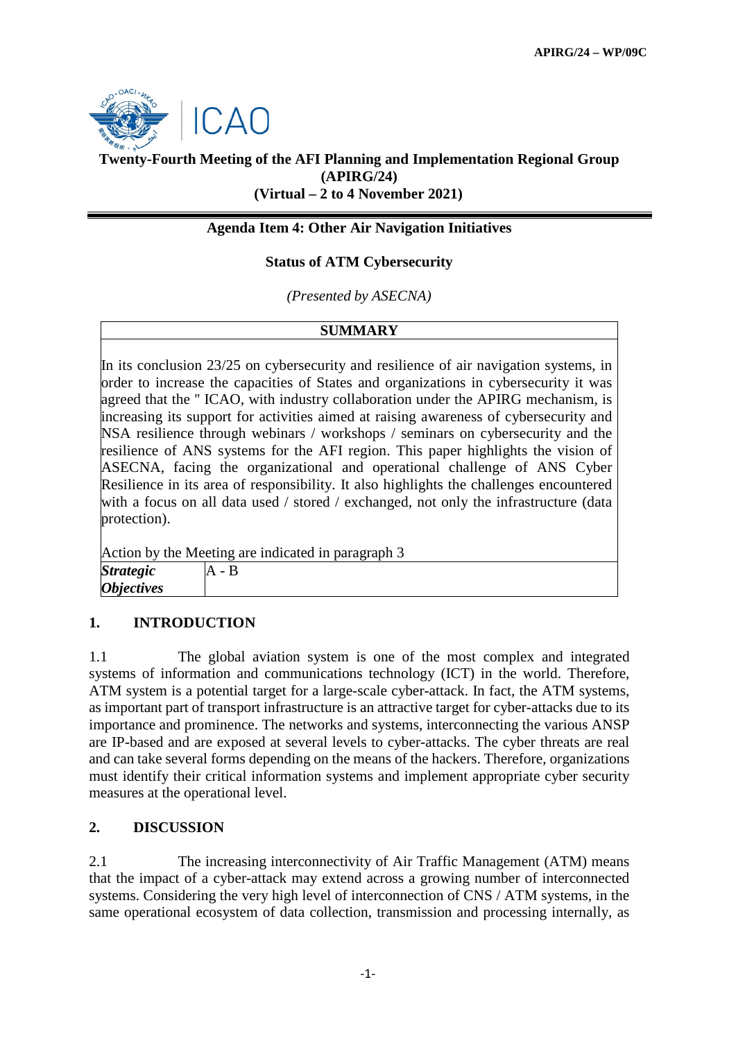APIRG/24 – WP/09C

**Twenty-Fourth Meeting of the AFI Planning and Implementation Regional Group (APIRG/24)**
**(Virtual – 2 to 4 November 2021)**

**Agenda Item 4: Other Air Navigation Initiatives**

**Status of ATM Cybersecurity**

*(Presented by ASECNA)*

| **SUMMARY** | |
|---|---|
| In its conclusion 23/25 on cybersecurity and resilience of air navigation systems, in order to increase the capacities of States and organizations in cybersecurity it was agreed that the " ICAO, with industry collaboration under the APIRG mechanism, is increasing its support for activities aimed at raising awareness of cybersecurity and NSA resilience through webinars / workshops / seminars on cybersecurity and the resilience of ANS systems for the AFI region. This paper highlights the vision of ASECNA, facing the organizational and operational challenge of ANS Cyber Resilience in its area of responsibility. It also highlights the challenges encountered with a focus on all data used / stored / exchanged, not only the infrastructure (data protection).<br><br>Action by the Meeting are indicated in paragraph 3 | |
| ***Strategic Objectives*** | A - B |

## 1. INTRODUCTION

1.1 The global aviation system is one of the most complex and integrated systems of information and communications technology (ICT) in the world. Therefore, ATM system is a potential target for a large-scale cyber-attack. In fact, the ATM systems, as important part of transport infrastructure is an attractive target for cyber-attacks due to its importance and prominence. The networks and systems, interconnecting the various ANSP are IP-based and are exposed at several levels to cyber-attacks. The cyber threats are real and can take several forms depending on the means of the hackers. Therefore, organizations must identify their critical information systems and implement appropriate cyber security measures at the operational level.

## 2. DISCUSSION

2.1 The increasing interconnectivity of Air Traffic Management (ATM) means that the impact of a cyber-attack may extend across a growing number of interconnected systems. Considering the very high level of interconnection of CNS / ATM systems, in the same operational ecosystem of data collection, transmission and processing internally, as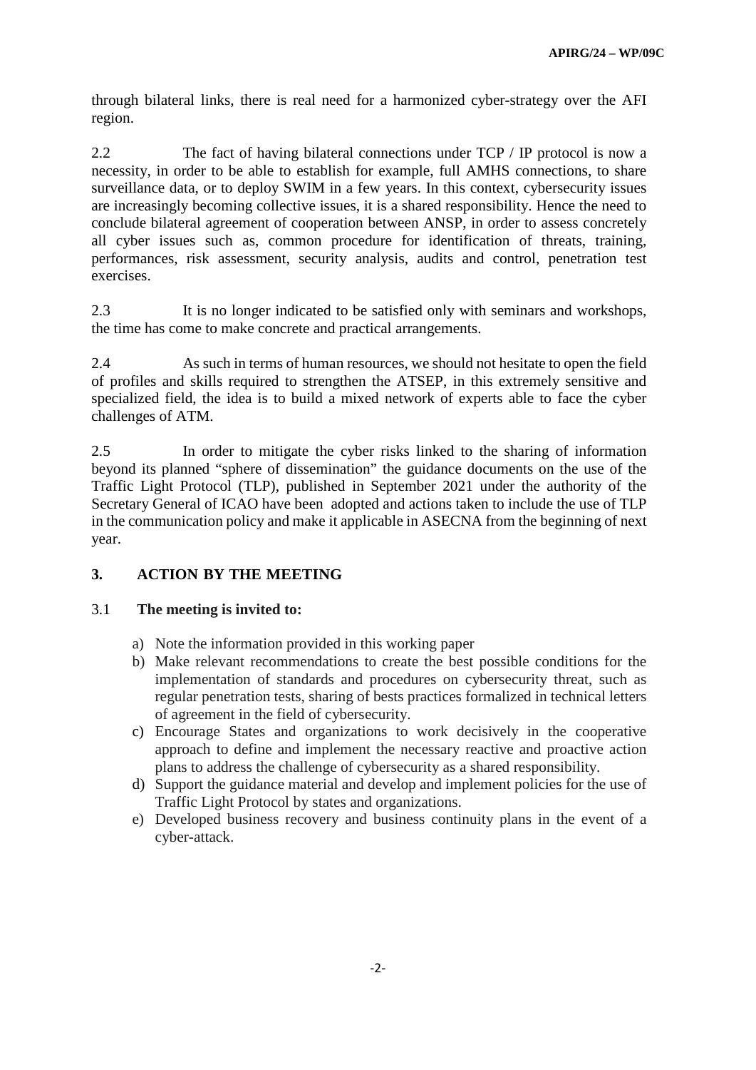through bilateral links, there is real need for a harmonized cyber-strategy over the AFI region.

2.2 The fact of having bilateral connections under TCP / IP protocol is now a necessity, in order to be able to establish for example, full AMHS connections, to share surveillance data, or to deploy SWIM in a few years. In this context, cybersecurity issues are increasingly becoming collective issues, it is a shared responsibility. Hence the need to conclude bilateral agreement of cooperation between ANSP, in order to assess concretely all cyber issues such as, common procedure for identification of threats, training, performances, risk assessment, security analysis, audits and control, penetration test exercises.

2.3 It is no longer indicated to be satisfied only with seminars and workshops, the time has come to make concrete and practical arrangements.

2.4 As such in terms of human resources, we should not hesitate to open the field of profiles and skills required to strengthen the ATSEP, in this extremely sensitive and specialized field, the idea is to build a mixed network of experts able to face the cyber challenges of ATM.

2.5 In order to mitigate the cyber risks linked to the sharing of information beyond its planned "sphere of dissemination" the guidance documents on the use of the Traffic Light Protocol (TLP), published in September 2021 under the authority of the Secretary General of ICAO have been adopted and actions taken to include the use of TLP in the communication policy and make it applicable in ASECNA from the beginning of next year.

## 3. ACTION BY THE MEETING

3.1 **The meeting is invited to:**

a) Note the information provided in this working paper
b) Make relevant recommendations to create the best possible conditions for the implementation of standards and procedures on cybersecurity threat, such as regular penetration tests, sharing of bests practices formalized in technical letters of agreement in the field of cybersecurity.
c) Encourage States and organizations to work decisively in the cooperative approach to define and implement the necessary reactive and proactive action plans to address the challenge of cybersecurity as a shared responsibility.
d) Support the guidance material and develop and implement policies for the use of Traffic Light Protocol by states and organizations.
e) Developed business recovery and business continuity plans in the event of a cyber-attack.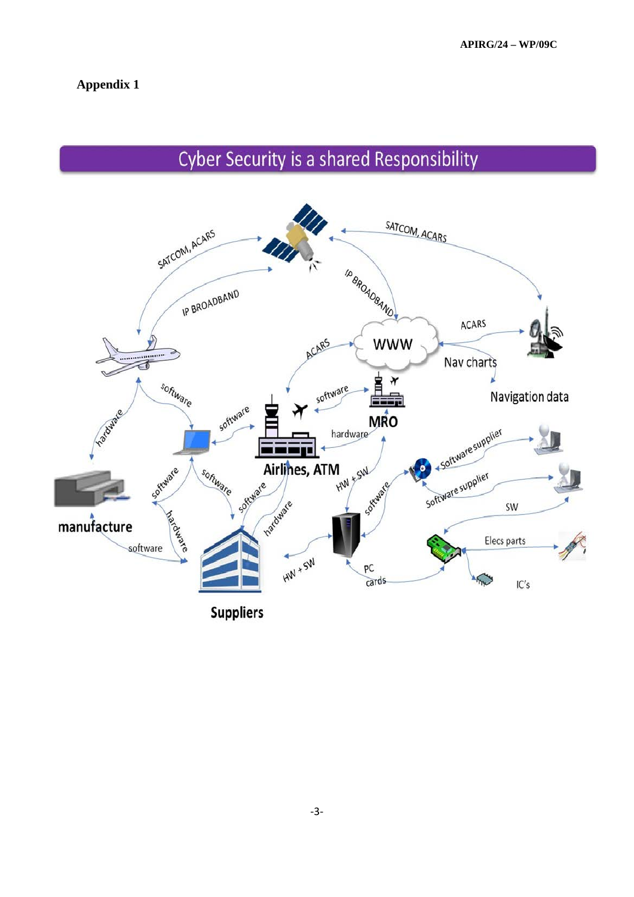**Appendix 1**

Cyber Security is a shared Responsibility

SATCOM, ACARS

IP BROADBAND

SATCOM, ACARS

IP BROADBAND

WWW

ACARS

ACARS

Nav charts

Navigation data

software

software

software

MRO

hardware

hardware

Airlines, ATM

HW + SW

Software supplier

Software supplier

SW

software

software

software

software

hardware

hardware

manufacture

software

Elecs parts

HW + SW

PC cards

IC's

Suppliers